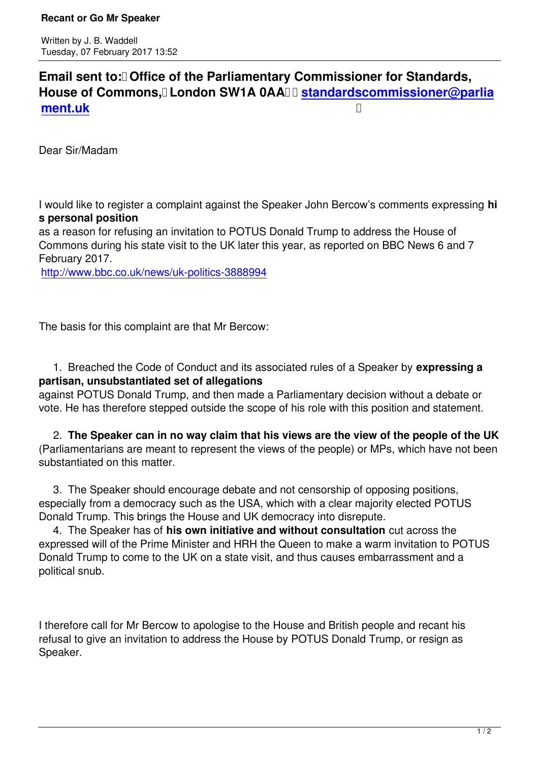Written by J. B. Waddell
Tuesday, 07 February 2017 13:52

## Email sent to: Office of the Parliamentary Commissioner for Standards, House of Commons, London SW1A 0AA standardscommissioner@parliament.uk

Dear Sir/Madam

I would like to register a complaint against the Speaker John Bercow's comments expressing **his personal position** as a reason for refusing an invitation to POTUS Donald Trump to address the House of Commons during his state visit to the UK later this year, as reported on BBC News 6 and 7 February 2017.
http://www.bbc.co.uk/news/uk-politics-3888994

The basis for this complaint are that Mr Bercow:

1. Breached the Code of Conduct and its associated rules of a Speaker by **expressing a partisan, unsubstantiated set of allegations** against POTUS Donald Trump, and then made a Parliamentary decision without a debate or vote. He has therefore stepped outside the scope of his role with this position and statement.
2. **The Speaker can in no way claim that his views are the view of the people of the UK** (Parliamentarians are meant to represent the views of the people) or MPs, which have not been substantiated on this matter.
3. The Speaker should encourage debate and not censorship of opposing positions, especially from a democracy such as the USA, which with a clear majority elected POTUS Donald Trump. This brings the House and UK democracy into disrepute.
4. The Speaker has of **his own initiative and without consultation** cut across the expressed will of the Prime Minister and HRH the Queen to make a warm invitation to POTUS Donald Trump to come to the UK on a state visit, and thus causes embarrassment and a political snub.

I therefore call for Mr Bercow to apologise to the House and British people and recant his refusal to give an invitation to address the House by POTUS Donald Trump, or resign as Speaker.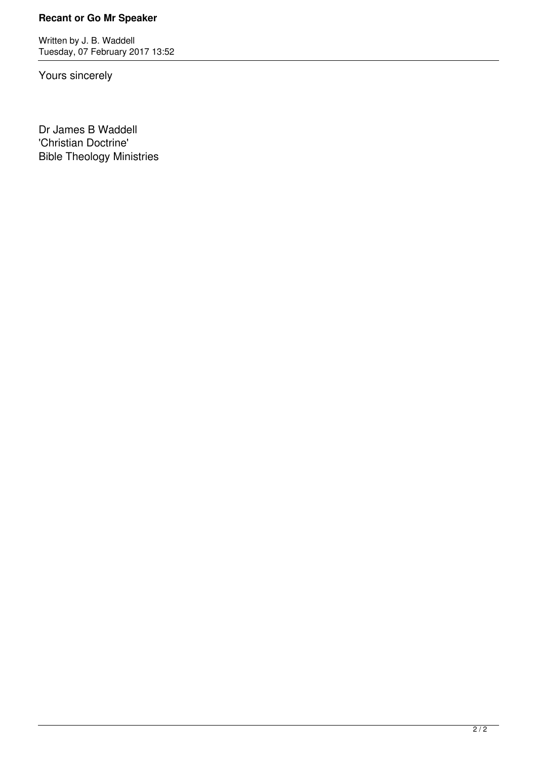Yours sincerely

Dr James B Waddell
'Christian Doctrine'
Bible Theology Ministries